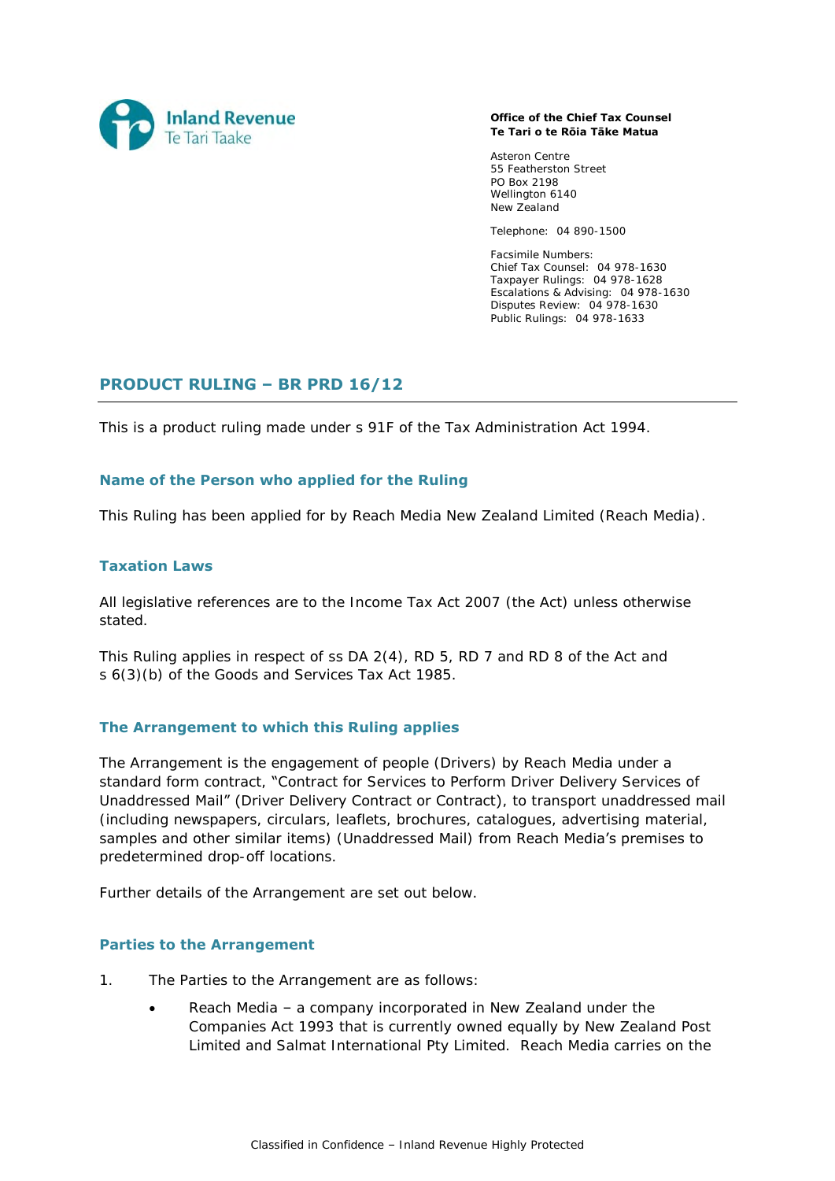Inland Revenue
Te Tari Taake

**Office of the Chief Tax Counsel**
**Te Tari o te Rōia Tāke Matua**

Asteron Centre
55 Featherston Street
PO Box 2198
Wellington 6140
New Zealand

Telephone: 04 890-1500

Facsimile Numbers:
Chief Tax Counsel: 04 978-1630
Taxpayer Rulings: 04 978-1628
Escalations & Advising: 04 978-1630
Disputes Review: 04 978-1630
Public Rulings: 04 978-1633

## PRODUCT RULING – BR PRD 16/12

This is a product ruling made under s 91F of the Tax Administration Act 1994.

### Name of the Person who applied for the Ruling

This Ruling has been applied for by Reach Media New Zealand Limited (Reach Media).

### Taxation Laws

All legislative references are to the Income Tax Act 2007 (the Act) unless otherwise stated.

This Ruling applies in respect of ss DA 2(4), RD 5, RD 7 and RD 8 of the Act and s 6(3)(b) of the Goods and Services Tax Act 1985.

### The Arrangement to which this Ruling applies

The Arrangement is the engagement of people (Drivers) by Reach Media under a standard form contract, "Contract for Services to Perform Driver Delivery Services of Unaddressed Mail" (Driver Delivery Contract or Contract), to transport unaddressed mail (including newspapers, circulars, leaflets, brochures, catalogues, advertising material, samples and other similar items) (Unaddressed Mail) from Reach Media's premises to predetermined drop-off locations.

Further details of the Arrangement are set out below.

### Parties to the Arrangement

1. The Parties to the Arrangement are as follows:
   - Reach Media – a company incorporated in New Zealand under the Companies Act 1993 that is currently owned equally by New Zealand Post Limited and Salmat International Pty Limited. Reach Media carries on the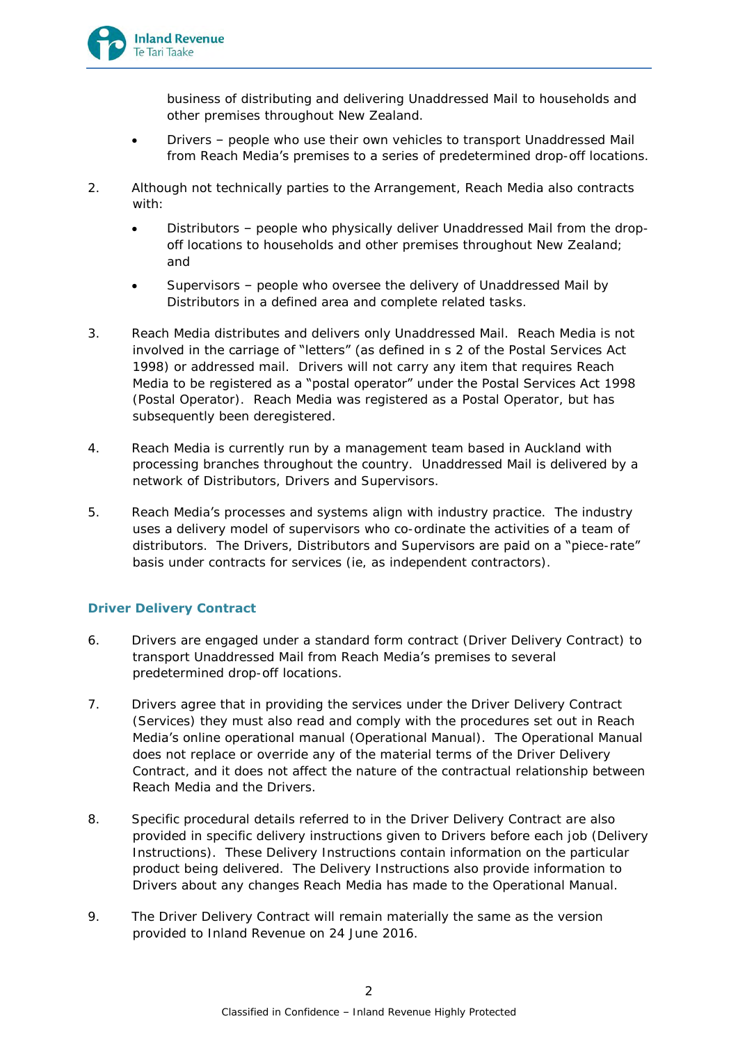business of distributing and delivering Unaddressed Mail to households and other premises throughout New Zealand.

- Drivers – people who use their own vehicles to transport Unaddressed Mail from Reach Media's premises to a series of predetermined drop-off locations.

2. Although not technically parties to the Arrangement, Reach Media also contracts with:

    - Distributors – people who physically deliver Unaddressed Mail from the drop-off locations to households and other premises throughout New Zealand; and
    - Supervisors – people who oversee the delivery of Unaddressed Mail by Distributors in a defined area and complete related tasks.

3. Reach Media distributes and delivers only Unaddressed Mail. Reach Media is not involved in the carriage of "letters" (as defined in s 2 of the Postal Services Act 1998) or addressed mail. Drivers will not carry any item that requires Reach Media to be registered as a "postal operator" under the Postal Services Act 1998 (Postal Operator). Reach Media was registered as a Postal Operator, but has subsequently been deregistered.

4. Reach Media is currently run by a management team based in Auckland with processing branches throughout the country. Unaddressed Mail is delivered by a network of Distributors, Drivers and Supervisors.

5. Reach Media's processes and systems align with industry practice. The industry uses a delivery model of supervisors who co-ordinate the activities of a team of distributors. The Drivers, Distributors and Supervisors are paid on a "piece-rate" basis under contracts for services (ie, as independent contractors).

### Driver Delivery Contract

6. Drivers are engaged under a standard form contract (Driver Delivery Contract) to transport Unaddressed Mail from Reach Media's premises to several predetermined drop-off locations.

7. Drivers agree that in providing the services under the Driver Delivery Contract (Services) they must also read and comply with the procedures set out in Reach Media's online operational manual (Operational Manual). The Operational Manual does not replace or override any of the material terms of the Driver Delivery Contract, and it does not affect the nature of the contractual relationship between Reach Media and the Drivers.

8. Specific procedural details referred to in the Driver Delivery Contract are also provided in specific delivery instructions given to Drivers before each job (Delivery Instructions). These Delivery Instructions contain information on the particular product being delivered. The Delivery Instructions also provide information to Drivers about any changes Reach Media has made to the Operational Manual.

9. The Driver Delivery Contract will remain materially the same as the version provided to Inland Revenue on 24 June 2016.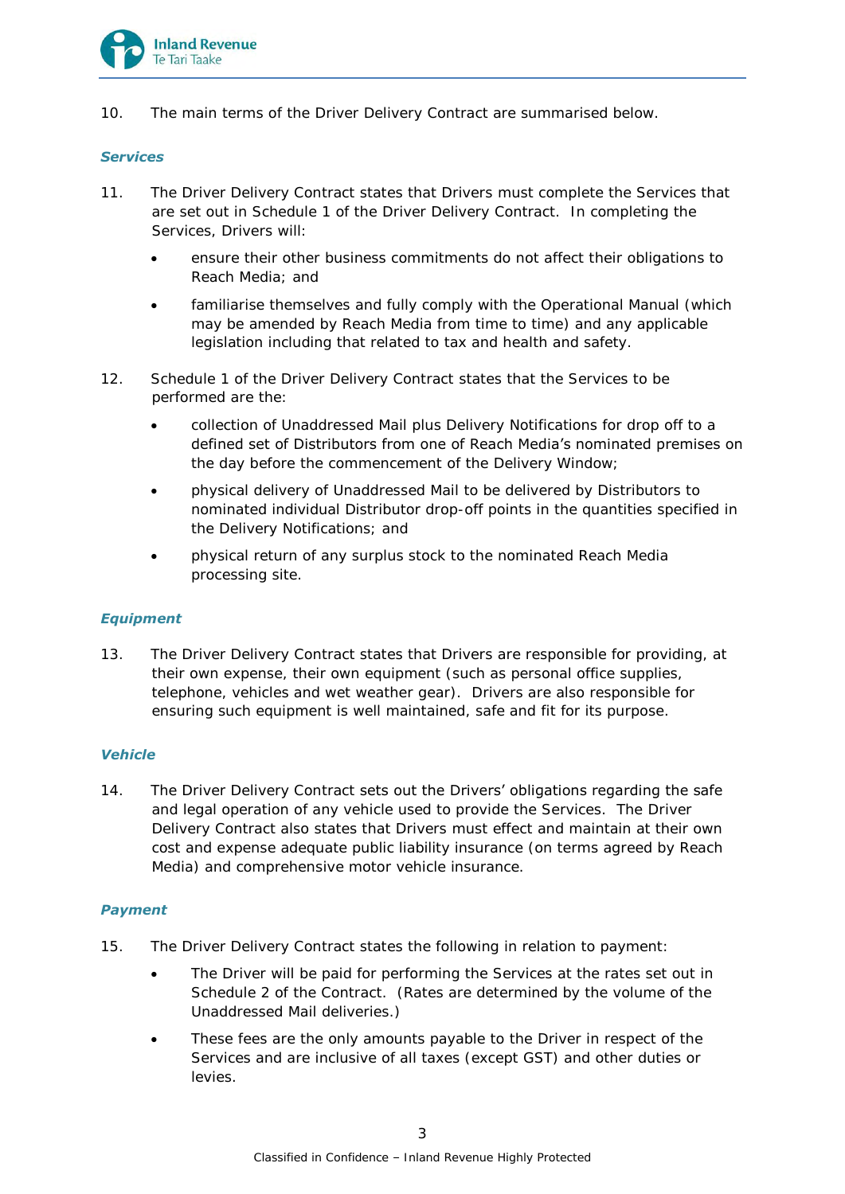10. The main terms of the Driver Delivery Contract are summarised below.

### *Services*

11. The Driver Delivery Contract states that Drivers must complete the Services that are set out in Schedule 1 of the Driver Delivery Contract. In completing the Services, Drivers will:

    - ensure their other business commitments do not affect their obligations to Reach Media; and
    - familiarise themselves and fully comply with the Operational Manual (which may be amended by Reach Media from time to time) and any applicable legislation including that related to tax and health and safety.

12. Schedule 1 of the Driver Delivery Contract states that the Services to be performed are the:

    - collection of Unaddressed Mail plus Delivery Notifications for drop off to a defined set of Distributors from one of Reach Media's nominated premises on the day before the commencement of the Delivery Window;
    - physical delivery of Unaddressed Mail to be delivered by Distributors to nominated individual Distributor drop-off points in the quantities specified in the Delivery Notifications; and
    - physical return of any surplus stock to the nominated Reach Media processing site.

### *Equipment*

13. The Driver Delivery Contract states that Drivers are responsible for providing, at their own expense, their own equipment (such as personal office supplies, telephone, vehicles and wet weather gear). Drivers are also responsible for ensuring such equipment is well maintained, safe and fit for its purpose.

### *Vehicle*

14. The Driver Delivery Contract sets out the Drivers' obligations regarding the safe and legal operation of any vehicle used to provide the Services. The Driver Delivery Contract also states that Drivers must effect and maintain at their own cost and expense adequate public liability insurance (on terms agreed by Reach Media) and comprehensive motor vehicle insurance.

### *Payment*

15. The Driver Delivery Contract states the following in relation to payment:

    - The Driver will be paid for performing the Services at the rates set out in Schedule 2 of the Contract. (Rates are determined by the volume of the Unaddressed Mail deliveries.)
    - These fees are the only amounts payable to the Driver in respect of the Services and are inclusive of all taxes (except GST) and other duties or levies.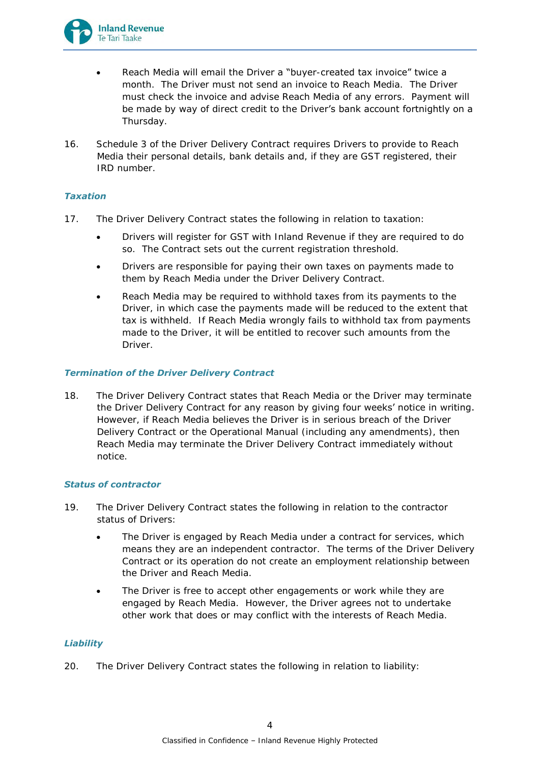- Reach Media will email the Driver a "buyer-created tax invoice" twice a month. The Driver must not send an invoice to Reach Media. The Driver must check the invoice and advise Reach Media of any errors. Payment will be made by way of direct credit to the Driver's bank account fortnightly on a Thursday.

16. Schedule 3 of the Driver Delivery Contract requires Drivers to provide to Reach Media their personal details, bank details and, if they are GST registered, their IRD number.

### *Taxation*

17. The Driver Delivery Contract states the following in relation to taxation:

    - Drivers will register for GST with Inland Revenue if they are required to do so. The Contract sets out the current registration threshold.
    - Drivers are responsible for paying their own taxes on payments made to them by Reach Media under the Driver Delivery Contract.
    - Reach Media may be required to withhold taxes from its payments to the Driver, in which case the payments made will be reduced to the extent that tax is withheld. If Reach Media wrongly fails to withhold tax from payments made to the Driver, it will be entitled to recover such amounts from the Driver.

### *Termination of the Driver Delivery Contract*

18. The Driver Delivery Contract states that Reach Media or the Driver may terminate the Driver Delivery Contract for any reason by giving four weeks' notice in writing. However, if Reach Media believes the Driver is in serious breach of the Driver Delivery Contract or the Operational Manual (including any amendments), then Reach Media may terminate the Driver Delivery Contract immediately without notice.

### *Status of contractor*

19. The Driver Delivery Contract states the following in relation to the contractor status of Drivers:

    - The Driver is engaged by Reach Media under a contract for services, which means they are an independent contractor. The terms of the Driver Delivery Contract or its operation do not create an employment relationship between the Driver and Reach Media.
    - The Driver is free to accept other engagements or work while they are engaged by Reach Media. However, the Driver agrees not to undertake other work that does or may conflict with the interests of Reach Media.

### *Liability*

20. The Driver Delivery Contract states the following in relation to liability: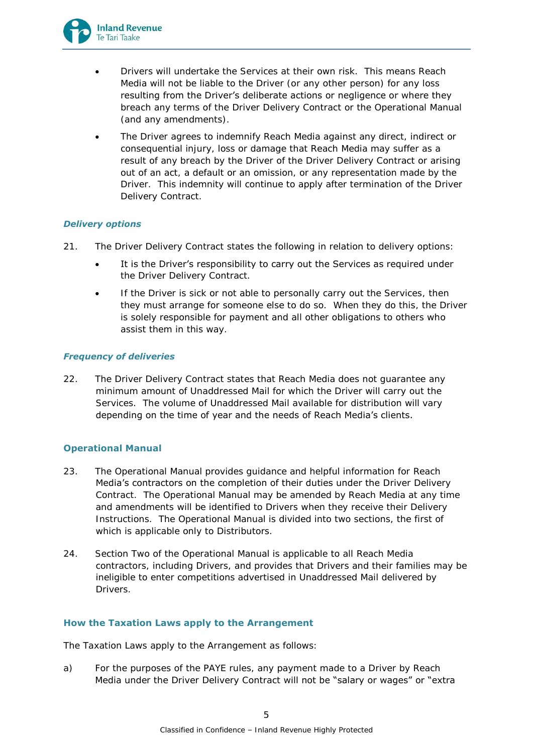- Drivers will undertake the Services at their own risk. This means Reach Media will not be liable to the Driver (or any other person) for any loss resulting from the Driver's deliberate actions or negligence or where they breach any terms of the Driver Delivery Contract or the Operational Manual (and any amendments).
- The Driver agrees to indemnify Reach Media against any direct, indirect or consequential injury, loss or damage that Reach Media may suffer as a result of any breach by the Driver of the Driver Delivery Contract or arising out of an act, a default or an omission, or any representation made by the Driver. This indemnity will continue to apply after termination of the Driver Delivery Contract.

#### *Delivery options*

21. The Driver Delivery Contract states the following in relation to delivery options:
    - It is the Driver's responsibility to carry out the Services as required under the Driver Delivery Contract.
    - If the Driver is sick or not able to personally carry out the Services, then they must arrange for someone else to do so. When they do this, the Driver is solely responsible for payment and all other obligations to others who assist them in this way.

#### *Frequency of deliveries*

22. The Driver Delivery Contract states that Reach Media does not guarantee any minimum amount of Unaddressed Mail for which the Driver will carry out the Services. The volume of Unaddressed Mail available for distribution will vary depending on the time of year and the needs of Reach Media's clients.

### Operational Manual

23. The Operational Manual provides guidance and helpful information for Reach Media's contractors on the completion of their duties under the Driver Delivery Contract. The Operational Manual may be amended by Reach Media at any time and amendments will be identified to Drivers when they receive their Delivery Instructions. The Operational Manual is divided into two sections, the first of which is applicable only to Distributors.

24. Section Two of the Operational Manual is applicable to all Reach Media contractors, including Drivers, and provides that Drivers and their families may be ineligible to enter competitions advertised in Unaddressed Mail delivered by Drivers.

### How the Taxation Laws apply to the Arrangement

The Taxation Laws apply to the Arrangement as follows:

a) For the purposes of the PAYE rules, any payment made to a Driver by Reach Media under the Driver Delivery Contract will not be "salary or wages" or "extra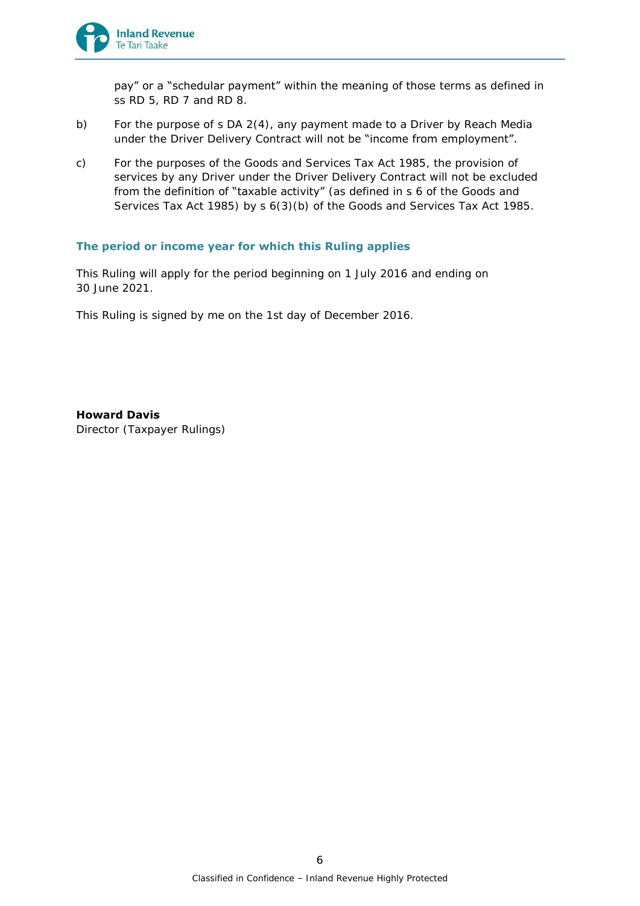pay" or a "schedular payment" within the meaning of those terms as defined in ss RD 5, RD 7 and RD 8.

b) For the purpose of s DA 2(4), any payment made to a Driver by Reach Media under the Driver Delivery Contract will not be "income from employment".

c) For the purposes of the Goods and Services Tax Act 1985, the provision of services by any Driver under the Driver Delivery Contract will not be excluded from the definition of "taxable activity" (as defined in s 6 of the Goods and Services Tax Act 1985) by s 6(3)(b) of the Goods and Services Tax Act 1985.

### The period or income year for which this Ruling applies

This Ruling will apply for the period beginning on 1 July 2016 and ending on 30 June 2021.

This Ruling is signed by me on the 1st day of December 2016.

**Howard Davis**
Director (Taxpayer Rulings)